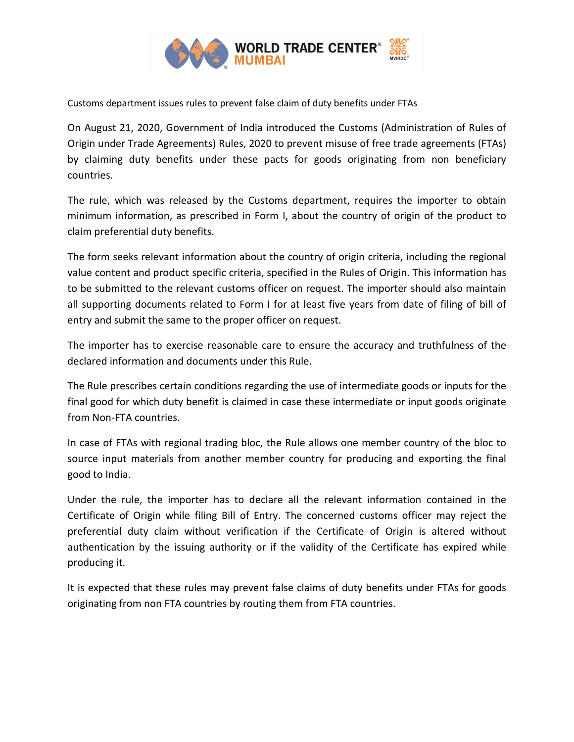Customs department issues rules to prevent false claim of duty benefits under FTAs

On August 21, 2020, Government of India introduced the Customs (Administration of Rules of Origin under Trade Agreements) Rules, 2020 to prevent misuse of free trade agreements (FTAs) by claiming duty benefits under these pacts for goods originating from non beneficiary countries.

The rule, which was released by the Customs department, requires the importer to obtain minimum information, as prescribed in Form I, about the country of origin of the product to claim preferential duty benefits.

The form seeks relevant information about the country of origin criteria, including the regional value content and product specific criteria, specified in the Rules of Origin. This information has to be submitted to the relevant customs officer on request. The importer should also maintain all supporting documents related to Form I for at least five years from date of filing of bill of entry and submit the same to the proper officer on request.

The importer has to exercise reasonable care to ensure the accuracy and truthfulness of the declared information and documents under this Rule.

The Rule prescribes certain conditions regarding the use of intermediate goods or inputs for the final good for which duty benefit is claimed in case these intermediate or input goods originate from Non-FTA countries.

In case of FTAs with regional trading bloc, the Rule allows one member country of the bloc to source input materials from another member country for producing and exporting the final good to India.

Under the rule, the importer has to declare all the relevant information contained in the Certificate of Origin while filing Bill of Entry. The concerned customs officer may reject the preferential duty claim without verification if the Certificate of Origin is altered without authentication by the issuing authority or if the validity of the Certificate has expired while producing it.

It is expected that these rules may prevent false claims of duty benefits under FTAs for goods originating from non FTA countries by routing them from FTA countries.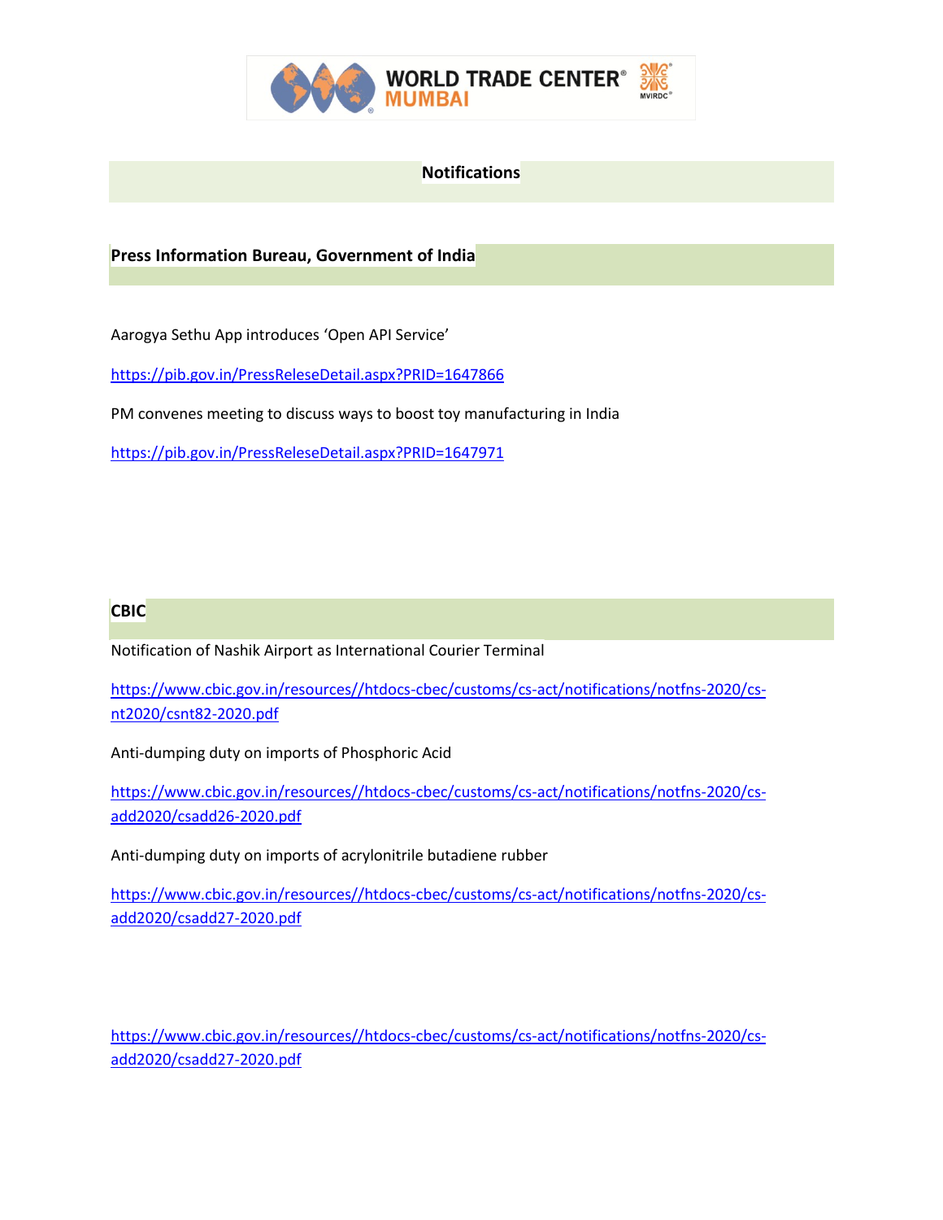## Notifications

### Press Information Bureau, Government of India

Aarogya Sethu App introduces 'Open API Service'

https://pib.gov.in/PressReleseDetail.aspx?PRID=1647866

PM convenes meeting to discuss ways to boost toy manufacturing in India

https://pib.gov.in/PressReleseDetail.aspx?PRID=1647971

### CBIC

Notification of Nashik Airport as International Courier Terminal

https://www.cbic.gov.in/resources//htdocs-cbec/customs/cs-act/notifications/notfns-2020/cs-nt2020/csnt82-2020.pdf

Anti-dumping duty on imports of Phosphoric Acid

https://www.cbic.gov.in/resources//htdocs-cbec/customs/cs-act/notifications/notfns-2020/cs-add2020/csadd26-2020.pdf

Anti-dumping duty on imports of acrylonitrile butadiene rubber

https://www.cbic.gov.in/resources//htdocs-cbec/customs/cs-act/notifications/notfns-2020/cs-add2020/csadd27-2020.pdf

https://www.cbic.gov.in/resources//htdocs-cbec/customs/cs-act/notifications/notfns-2020/cs-add2020/csadd27-2020.pdf